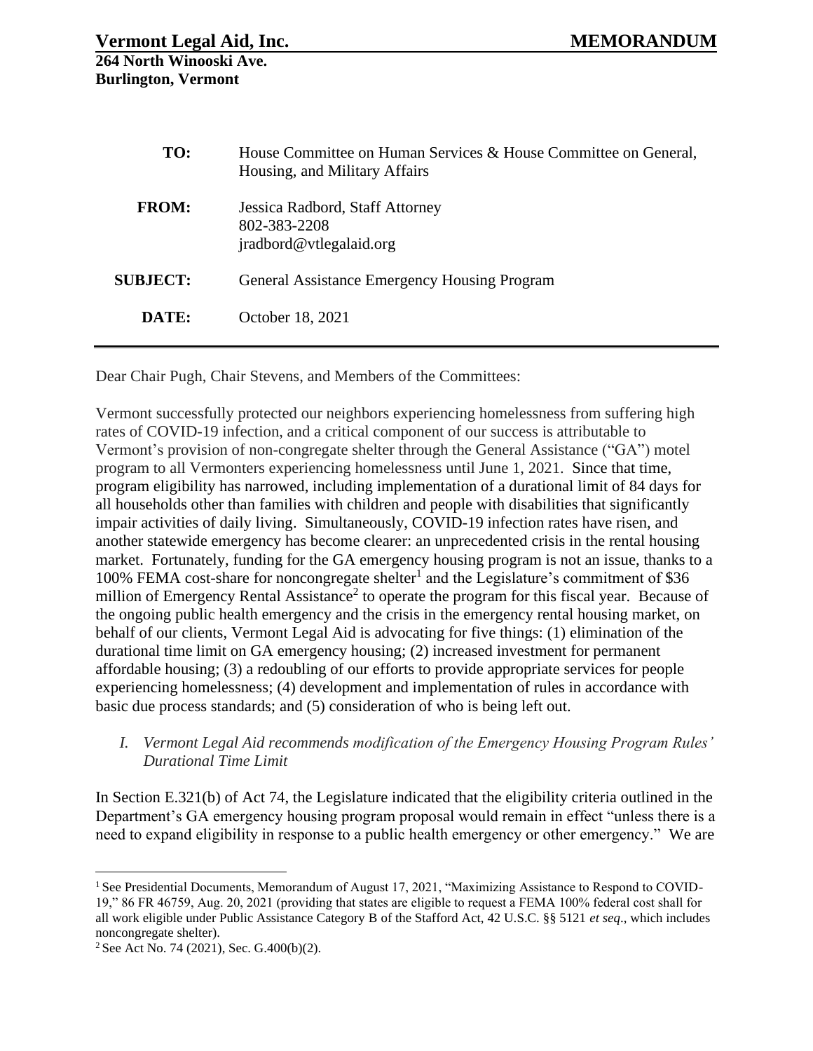**Vermont Legal Aid, Inc.** **MEMORANDUM**
**264 North Winooski Ave.**
**Burlington, Vermont**

| | |
|---|---|
| **TO:** | House Committee on Human Services & House Committee on General, Housing, and Military Affairs |
| **FROM:** | Jessica Radbord, Staff Attorney<br>802-383-2208<br>jradbord@vtlegalaid.org |
| **SUBJECT:** | General Assistance Emergency Housing Program |
| **DATE:** | October 18, 2021 |

---

Dear Chair Pugh, Chair Stevens, and Members of the Committees:

Vermont successfully protected our neighbors experiencing homelessness from suffering high rates of COVID-19 infection, and a critical component of our success is attributable to Vermont's provision of non-congregate shelter through the General Assistance ("GA") motel program to all Vermonters experiencing homelessness until June 1, 2021. Since that time, program eligibility has narrowed, including implementation of a durational limit of 84 days for all households other than families with children and people with disabilities that significantly impair activities of daily living. Simultaneously, COVID-19 infection rates have risen, and another statewide emergency has become clearer: an unprecedented crisis in the rental housing market. Fortunately, funding for the GA emergency housing program is not an issue, thanks to a 100% FEMA cost-share for noncongregate shelter[1] and the Legislature's commitment of $36 million of Emergency Rental Assistance[2] to operate the program for this fiscal year. Because of the ongoing public health emergency and the crisis in the emergency rental housing market, on behalf of our clients, Vermont Legal Aid is advocating for five things: (1) elimination of the durational time limit on GA emergency housing; (2) increased investment for permanent affordable housing; (3) a redoubling of our efforts to provide appropriate services for people experiencing homelessness; (4) development and implementation of rules in accordance with basic due process standards; and (5) consideration of who is being left out.

*I. Vermont Legal Aid recommends modification of the Emergency Housing Program Rules' Durational Time Limit*

In Section E.321(b) of Act 74, the Legislature indicated that the eligibility criteria outlined in the Department's GA emergency housing program proposal would remain in effect "unless there is a need to expand eligibility in response to a public health emergency or other emergency." We are

---

[1] See Presidential Documents, Memorandum of August 17, 2021, "Maximizing Assistance to Respond to COVID-19," 86 FR 46759, Aug. 20, 2021 (providing that states are eligible to request a FEMA 100% federal cost shall for all work eligible under Public Assistance Category B of the Stafford Act, 42 U.S.C. §§ 5121 *et seq*., which includes noncongregate shelter).

[2] See Act No. 74 (2021), Sec. G.400(b)(2).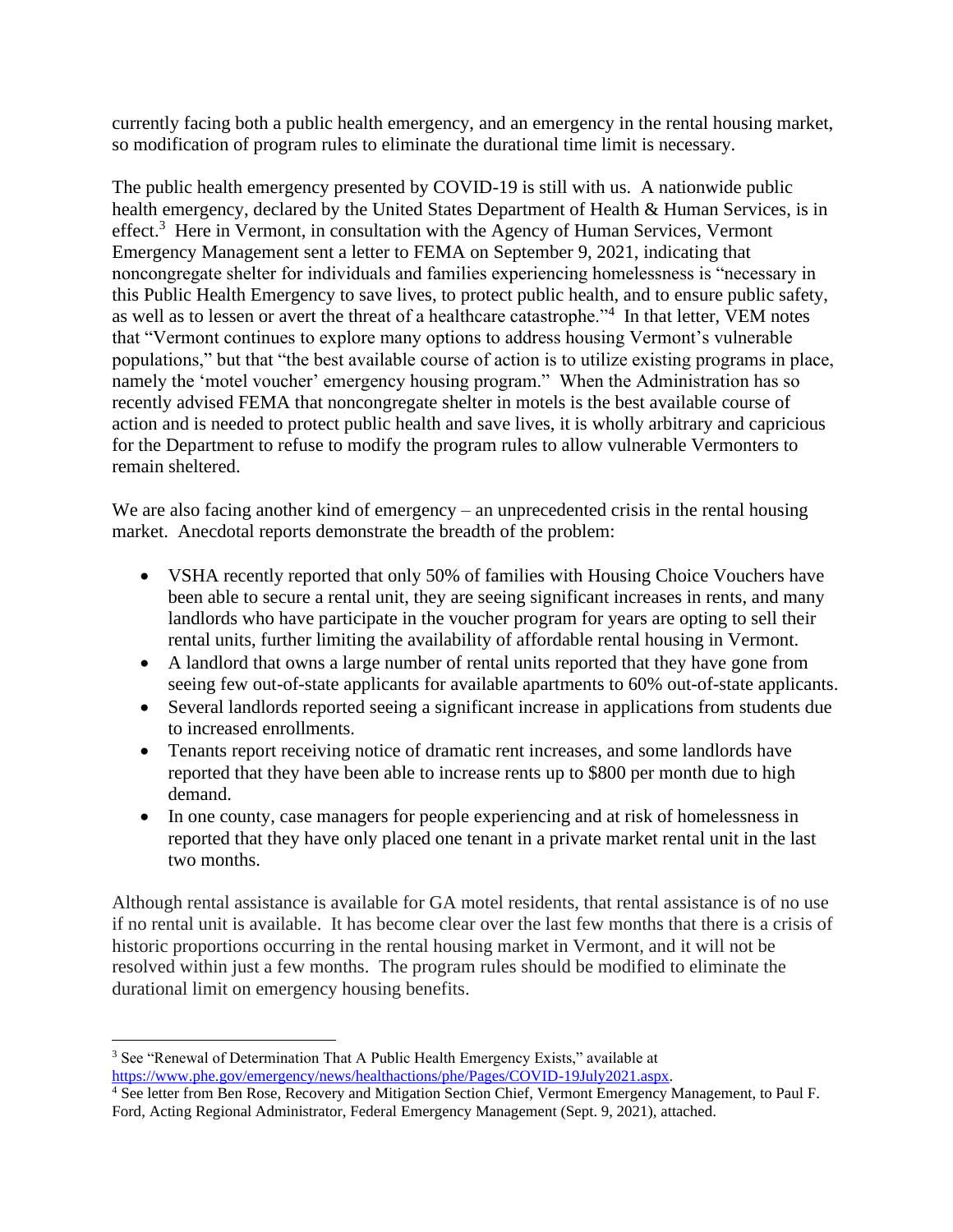currently facing both a public health emergency, and an emergency in the rental housing market, so modification of program rules to eliminate the durational time limit is necessary.

The public health emergency presented by COVID-19 is still with us. A nationwide public health emergency, declared by the United States Department of Health & Human Services, is in effect.[3] Here in Vermont, in consultation with the Agency of Human Services, Vermont Emergency Management sent a letter to FEMA on September 9, 2021, indicating that noncongregate shelter for individuals and families experiencing homelessness is "necessary in this Public Health Emergency to save lives, to protect public health, and to ensure public safety, as well as to lessen or avert the threat of a healthcare catastrophe."[4] In that letter, VEM notes that "Vermont continues to explore many options to address housing Vermont's vulnerable populations," but that "the best available course of action is to utilize existing programs in place, namely the 'motel voucher' emergency housing program." When the Administration has so recently advised FEMA that noncongregate shelter in motels is the best available course of action and is needed to protect public health and save lives, it is wholly arbitrary and capricious for the Department to refuse to modify the program rules to allow vulnerable Vermonters to remain sheltered.

We are also facing another kind of emergency – an unprecedented crisis in the rental housing market. Anecdotal reports demonstrate the breadth of the problem:

- VSHA recently reported that only 50% of families with Housing Choice Vouchers have been able to secure a rental unit, they are seeing significant increases in rents, and many landlords who have participate in the voucher program for years are opting to sell their rental units, further limiting the availability of affordable rental housing in Vermont.
- A landlord that owns a large number of rental units reported that they have gone from seeing few out-of-state applicants for available apartments to 60% out-of-state applicants.
- Several landlords reported seeing a significant increase in applications from students due to increased enrollments.
- Tenants report receiving notice of dramatic rent increases, and some landlords have reported that they have been able to increase rents up to $800 per month due to high demand.
- In one county, case managers for people experiencing and at risk of homelessness in reported that they have only placed one tenant in a private market rental unit in the last two months.

Although rental assistance is available for GA motel residents, that rental assistance is of no use if no rental unit is available. It has become clear over the last few months that there is a crisis of historic proportions occurring in the rental housing market in Vermont, and it will not be resolved within just a few months. The program rules should be modified to eliminate the durational limit on emergency housing benefits.

---

[3] See "Renewal of Determination That A Public Health Emergency Exists," available at https://www.phe.gov/emergency/news/healthactions/phe/Pages/COVID-19July2021.aspx.

[4] See letter from Ben Rose, Recovery and Mitigation Section Chief, Vermont Emergency Management, to Paul F. Ford, Acting Regional Administrator, Federal Emergency Management (Sept. 9, 2021), attached.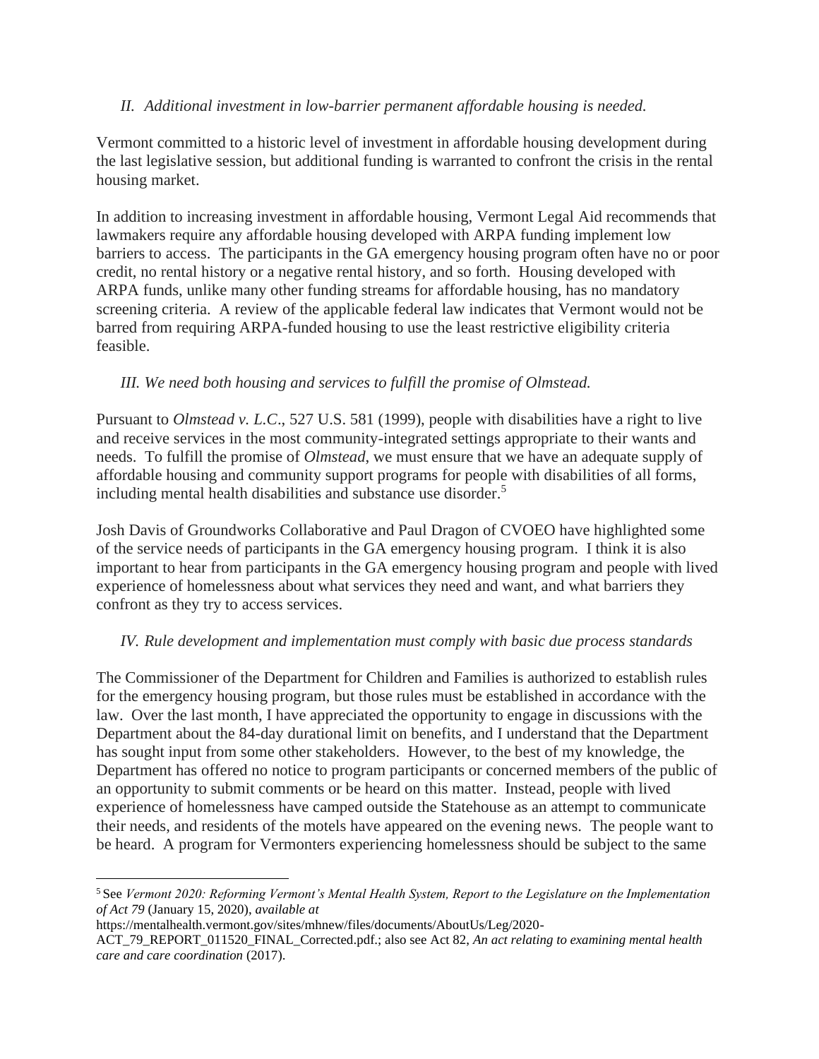*II. Additional investment in low-barrier permanent affordable housing is needed.*

Vermont committed to a historic level of investment in affordable housing development during the last legislative session, but additional funding is warranted to confront the crisis in the rental housing market.

In addition to increasing investment in affordable housing, Vermont Legal Aid recommends that lawmakers require any affordable housing developed with ARPA funding implement low barriers to access. The participants in the GA emergency housing program often have no or poor credit, no rental history or a negative rental history, and so forth. Housing developed with ARPA funds, unlike many other funding streams for affordable housing, has no mandatory screening criteria. A review of the applicable federal law indicates that Vermont would not be barred from requiring ARPA-funded housing to use the least restrictive eligibility criteria feasible.

*III. We need both housing and services to fulfill the promise of Olmstead.*

Pursuant to *Olmstead v. L.C*., 527 U.S. 581 (1999), people with disabilities have a right to live and receive services in the most community-integrated settings appropriate to their wants and needs. To fulfill the promise of *Olmstead*, we must ensure that we have an adequate supply of affordable housing and community support programs for people with disabilities of all forms, including mental health disabilities and substance use disorder.[5]

Josh Davis of Groundworks Collaborative and Paul Dragon of CVOEO have highlighted some of the service needs of participants in the GA emergency housing program. I think it is also important to hear from participants in the GA emergency housing program and people with lived experience of homelessness about what services they need and want, and what barriers they confront as they try to access services.

*IV. Rule development and implementation must comply with basic due process standards*

The Commissioner of the Department for Children and Families is authorized to establish rules for the emergency housing program, but those rules must be established in accordance with the law. Over the last month, I have appreciated the opportunity to engage in discussions with the Department about the 84-day durational limit on benefits, and I understand that the Department has sought input from some other stakeholders. However, to the best of my knowledge, the Department has offered no notice to program participants or concerned members of the public of an opportunity to submit comments or be heard on this matter. Instead, people with lived experience of homelessness have camped outside the Statehouse as an attempt to communicate their needs, and residents of the motels have appeared on the evening news. The people want to be heard. A program for Vermonters experiencing homelessness should be subject to the same

---

[5] See *Vermont 2020: Reforming Vermont's Mental Health System, Report to the Legislature on the Implementation of Act 79* (January 15, 2020), *available at* https://mentalhealth.vermont.gov/sites/mhnew/files/documents/AboutUs/Leg/2020-ACT_79_REPORT_011520_FINAL_Corrected.pdf.; also see Act 82, *An act relating to examining mental health care and care coordination* (2017).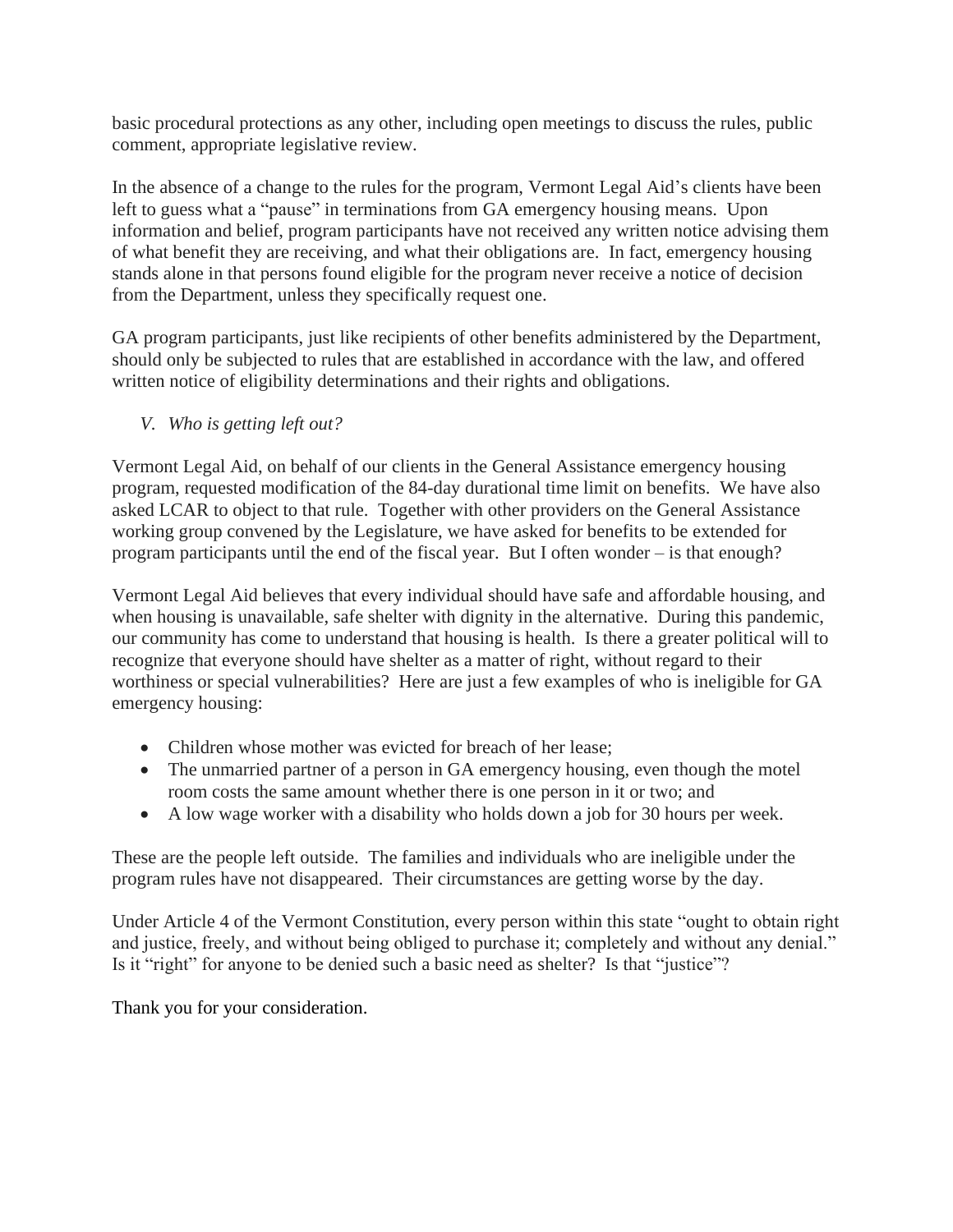basic procedural protections as any other, including open meetings to discuss the rules, public comment, appropriate legislative review.

In the absence of a change to the rules for the program, Vermont Legal Aid's clients have been left to guess what a "pause" in terminations from GA emergency housing means. Upon information and belief, program participants have not received any written notice advising them of what benefit they are receiving, and what their obligations are. In fact, emergency housing stands alone in that persons found eligible for the program never receive a notice of decision from the Department, unless they specifically request one.

GA program participants, just like recipients of other benefits administered by the Department, should only be subjected to rules that are established in accordance with the law, and offered written notice of eligibility determinations and their rights and obligations.

### *V. Who is getting left out?*

Vermont Legal Aid, on behalf of our clients in the General Assistance emergency housing program, requested modification of the 84-day durational time limit on benefits. We have also asked LCAR to object to that rule. Together with other providers on the General Assistance working group convened by the Legislature, we have asked for benefits to be extended for program participants until the end of the fiscal year. But I often wonder – is that enough?

Vermont Legal Aid believes that every individual should have safe and affordable housing, and when housing is unavailable, safe shelter with dignity in the alternative. During this pandemic, our community has come to understand that housing is health. Is there a greater political will to recognize that everyone should have shelter as a matter of right, without regard to their worthiness or special vulnerabilities? Here are just a few examples of who is ineligible for GA emergency housing:

- Children whose mother was evicted for breach of her lease;
- The unmarried partner of a person in GA emergency housing, even though the motel room costs the same amount whether there is one person in it or two; and
- A low wage worker with a disability who holds down a job for 30 hours per week.

These are the people left outside. The families and individuals who are ineligible under the program rules have not disappeared. Their circumstances are getting worse by the day.

Under Article 4 of the Vermont Constitution, every person within this state "ought to obtain right and justice, freely, and without being obliged to purchase it; completely and without any denial." Is it "right" for anyone to be denied such a basic need as shelter? Is that "justice"?

Thank you for your consideration.